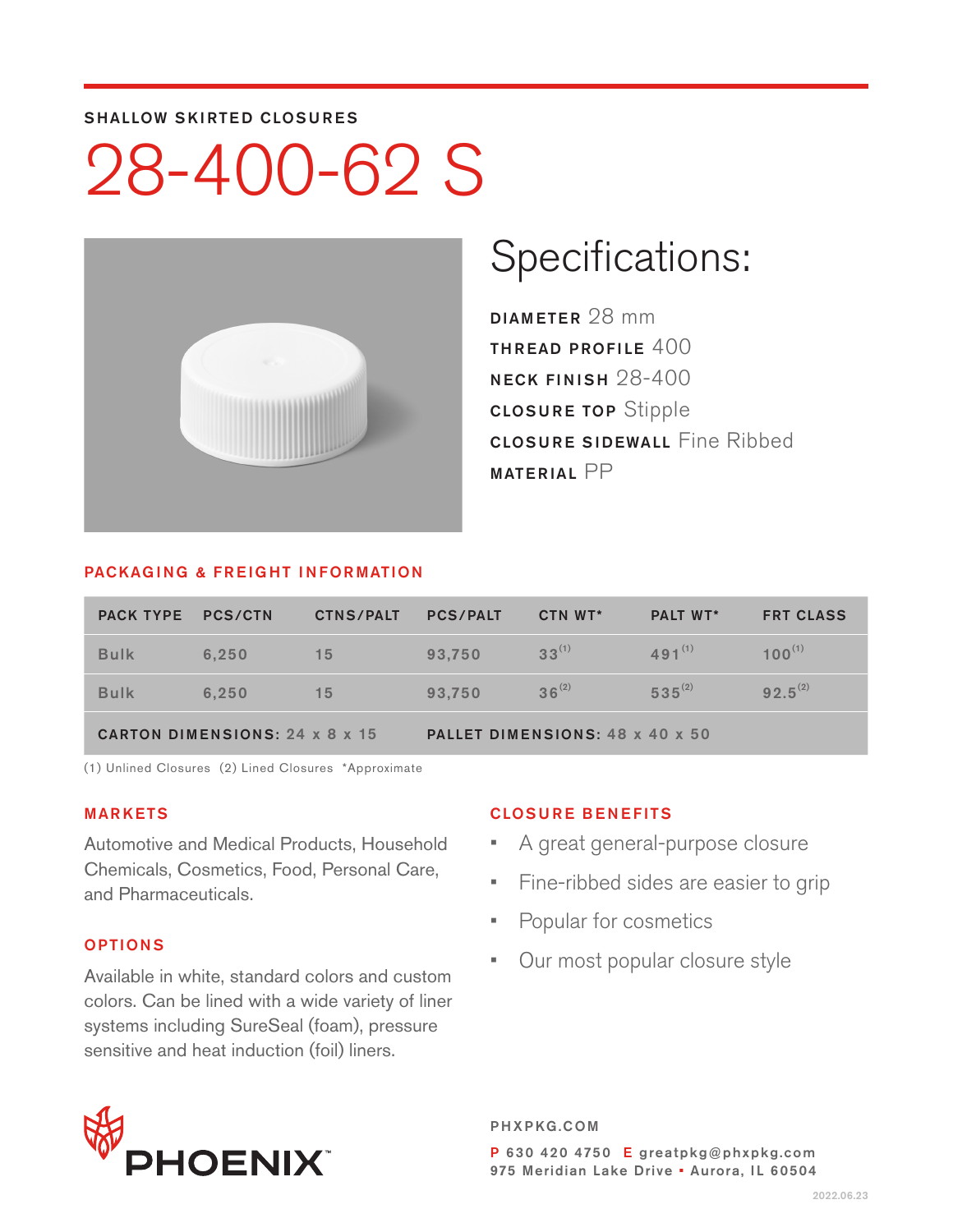SHALLOW SKIRTED CLOSURES

# 28-400-62 S

## Specifications:

**DIAMETER** 28 mm
**THREAD PROFILE** 400
**NECK FINISH** 28-400
**CLOSURE TOP** Stipple
**CLOSURE SIDEWALL** Fine Ribbed
**MATERIAL** PP

### PACKAGING & FREIGHT INFORMATION

| PACK TYPE | PCS/CTN | CTNS/PALT | PCS/PALT | CTN WT* | PALT WT* | FRT CLASS |
|---|---|---|---|---|---|---|
| Bulk | 6,250 | 15 | 93,750 | 33 (1) | 491 (1) | 100 (1) |
| Bulk | 6,250 | 15 | 93,750 | 36 (2) | 535 (2) | 92.5 (2) |
| **CARTON DIMENSIONS:** 24 x 8 x 15 | | | **PALLET DIMENSIONS:** 48 x 40 x 50 | | | |

(1) Unlined Closures (2) Lined Closures *Approximate

### MARKETS

Automotive and Medical Products, Household Chemicals, Cosmetics, Food, Personal Care, and Pharmaceuticals.

### OPTIONS

Available in white, standard colors and custom colors. Can be lined with a wide variety of liner systems including SureSeal (foam), pressure sensitive and heat induction (foil) liners.

### CLOSURE BENEFITS

- A great general-purpose closure
- Fine-ribbed sides are easier to grip
- Popular for cosmetics
- Our most popular closure style

PHOENIX™

PHXPKG.COM

P 630 420 4750 E greatpkg@phxpkg.com
975 Meridian Lake Drive ▪ Aurora, IL 60504

2022.06.23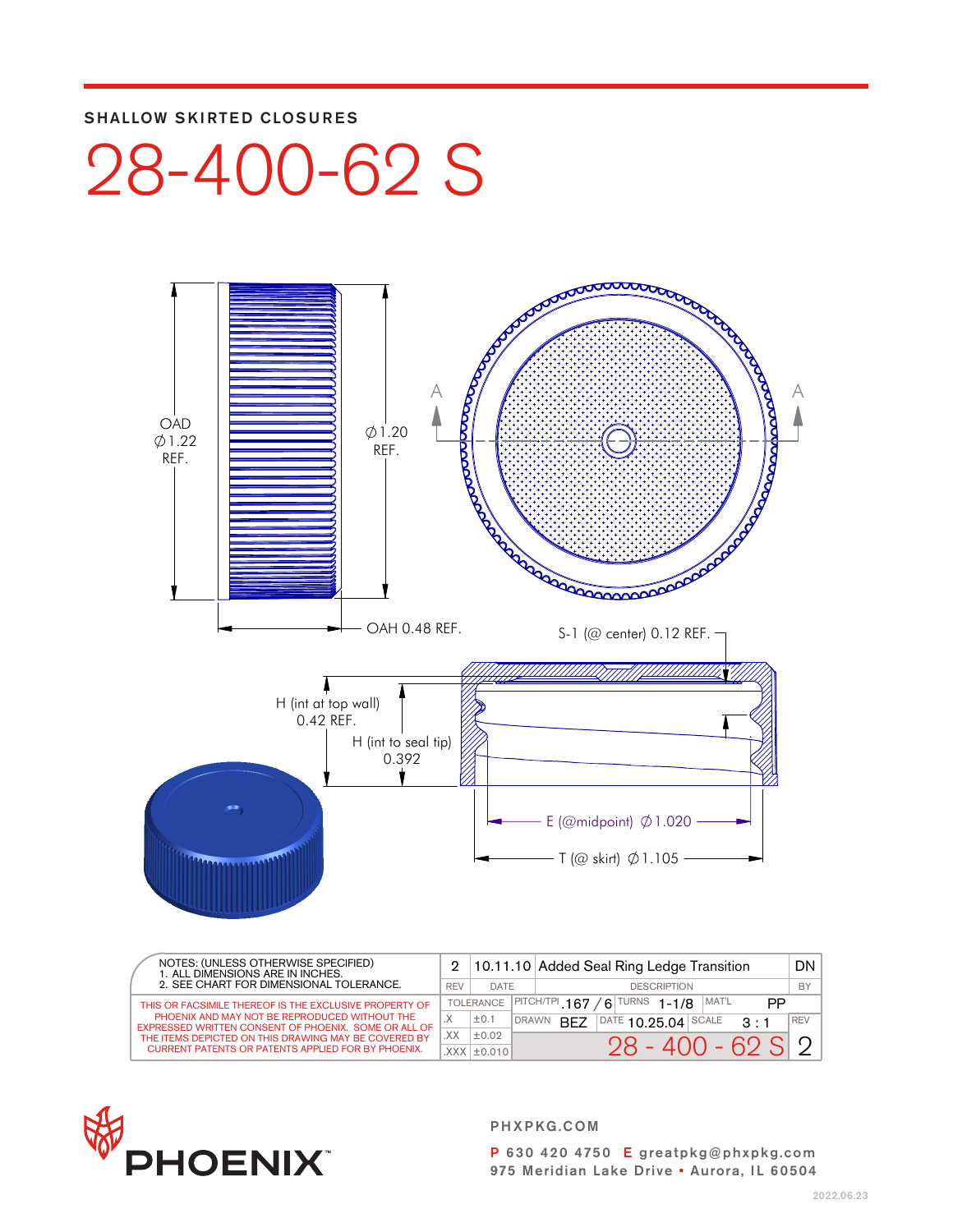SHALLOW SKIRTED CLOSURES

# 28-400-62 S

OAD ∅1.22 REF.

∅1.20 REF.

OAH 0.48 REF.

A A

S-1 (@ center) 0.12 REF.

H (int at top wall) 0.42 REF.

H (int to seal tip) 0.392

E (@midpoint) ∅1.020

T (@ skirt) ∅1.105

| NOTES: (UNLESS OTHERWISE SPECIFIED) 1. ALL DIMENSIONS ARE IN INCHES. 2. SEE CHART FOR DIMENSIONAL TOLERANCE. | 2 | 10.11.10 | Added Seal Ring Ledge Transition | DN |
|---|---|---|---|---|
| | REV | DATE | DESCRIPTION | BY |
| THIS OR FACSIMILE THEREOF IS THE EXCLUSIVE PROPERTY OF PHOENIX AND MAY NOT BE REPRODUCED WITHOUT THE EXPRESSED WRITTEN CONSENT OF PHOENIX. SOME OR ALL OF THE ITEMS DEPICTED ON THIS DRAWING MAY BE COVERED BY CURRENT PATENTS OR PATENTS APPLIED FOR BY PHOENIX. | TOLERANCE | | PITCH/TPI .167 / 6 TURNS 1-1/8 MAT'L PP | |
| | .X | ±0.1 | DRAWN BEZ DATE 10.25.04 SCALE 3 : 1 | REV |
| | .XX | ±0.02 | 28 - 400 - 62 S | 2 |
| | .XXX | ±0.010 | | |

PHOENIX™

PHXPKG.COM

P 630 420 4750 E greatpkg@phxpkg.com
975 Meridian Lake Drive ▪ Aurora, IL 60504

2022.06.23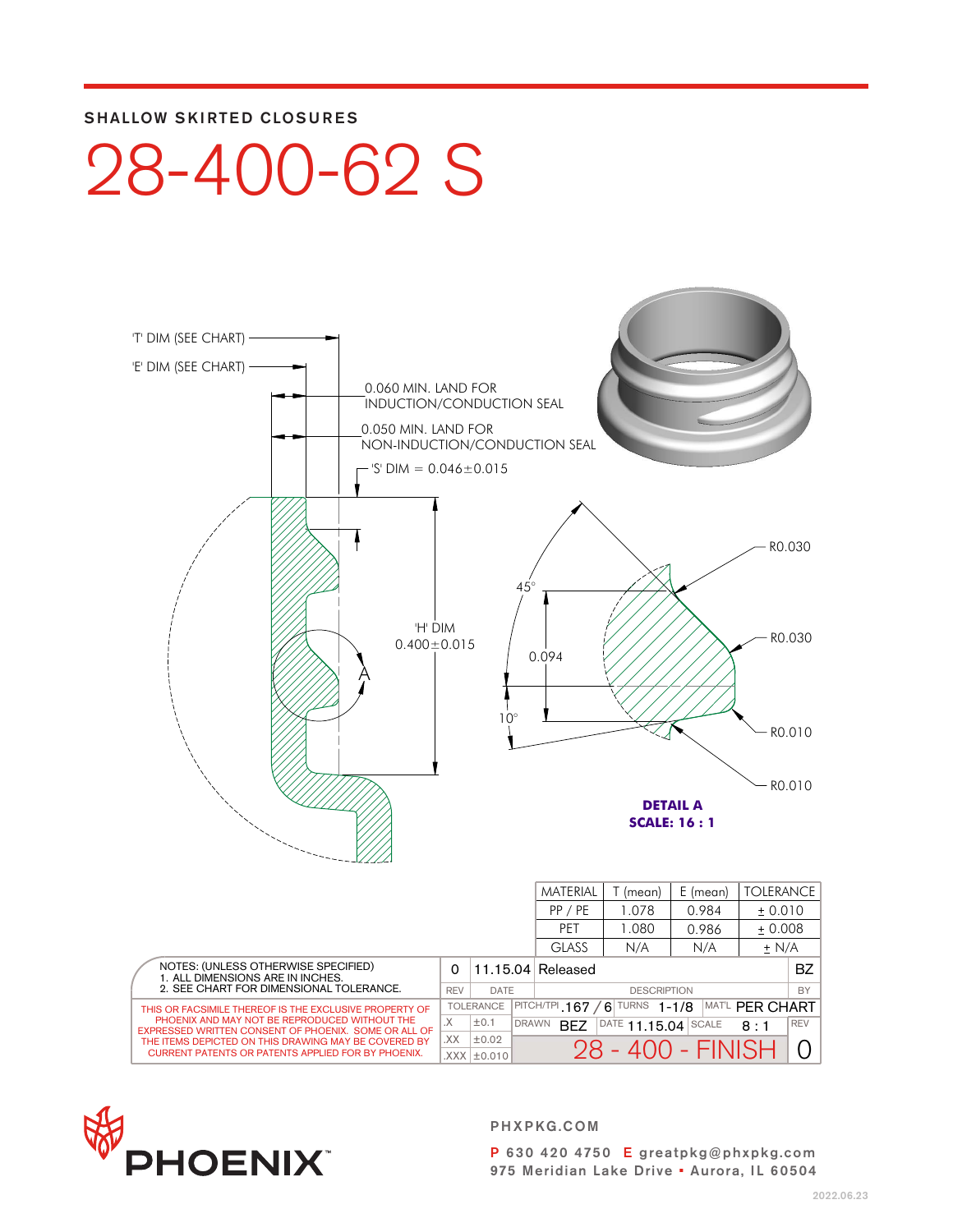SHALLOW SKIRTED CLOSURES

# 28-400-62 S

'T' DIM (SEE CHART)

'E' DIM (SEE CHART)

0.060 MIN. LAND FOR INDUCTION/CONDUCTION SEAL

0.050 MIN. LAND FOR NON-INDUCTION/CONDUCTION SEAL

'S' DIM = 0.046±0.015

'H' DIM 0.400±0.015

A

45°

0.094

10°

R0.030

R0.030

R0.010

R0.010

**DETAIL A**
**SCALE: 16 : 1**

| MATERIAL | T (mean) | E (mean) | TOLERANCE |
|---|---|---|---|
| PP / PE | 1.078 | 0.984 | ± 0.010 |
| PET | 1.080 | 0.986 | ± 0.008 |
| GLASS | N/A | N/A | ± N/A |

NOTES: (UNLESS OTHERWISE SPECIFIED)
1. ALL DIMENSIONS ARE IN INCHES.
2. SEE CHART FOR DIMENSIONAL TOLERANCE.

| REV | DATE | DESCRIPTION | BY |
|---|---|---|---|
| 0 | 11.15.04 | Released | BZ |

THIS OR FACSIMILE THEREOF IS THE EXCLUSIVE PROPERTY OF PHOENIX AND MAY NOT BE REPRODUCED WITHOUT THE EXPRESSED WRITTEN CONSENT OF PHOENIX. SOME OR ALL OF THE ITEMS DEPICTED ON THIS DRAWING MAY BE COVERED BY CURRENT PATENTS OR PATENTS APPLIED FOR BY PHOENIX.

| TOLERANCE | | |
|---|---|---|
| .X | ±0.1 | |
| .XX | ±0.02 | |
| .XXX | ±0.010 | |

PITCH/TPI .167 / 6 TURNS 1-1/8 MAT'L PER CHART

DRAWN BEZ DATE 11.15.04 SCALE 8 : 1 REV

28 - 400 - FINISH 0

PHOENIX™

PHXPKG.COM

P 630 420 4750 E greatpkg@phxpkg.com
975 Meridian Lake Drive ▪ Aurora, IL 60504

2022.06.23